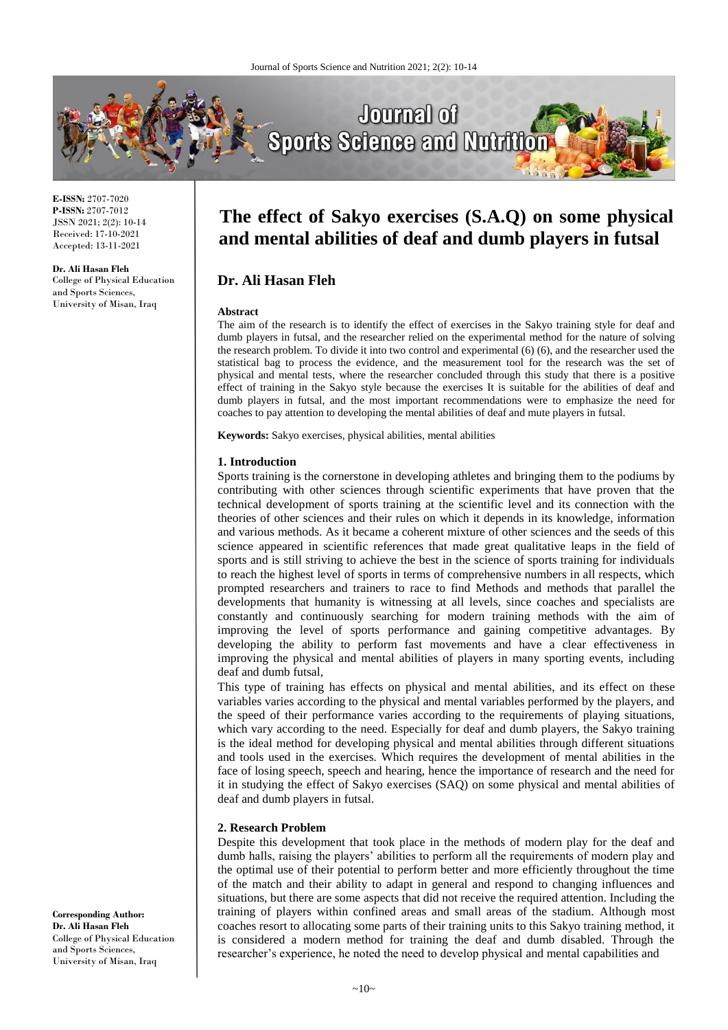**E-ISSN:** 2707-7020
**P-ISSN:** 2707-7012
JSSN 2021; 2(2): 10-14
Received: 17-10-2021
Accepted: 13-11-2021

**Dr. Ali Hasan Fleh**
College of Physical Education and Sports Sciences, University of Misan, Iraq

**Corresponding Author:**
**Dr. Ali Hasan Fleh**
College of Physical Education and Sports Sciences, University of Misan, Iraq

# The effect of Sakyo exercises (S.A.Q) on some physical and mental abilities of deaf and dumb players in futsal

## Dr. Ali Hasan Fleh

### Abstract

The aim of the research is to identify the effect of exercises in the Sakyo training style for deaf and dumb players in futsal, and the researcher relied on the experimental method for the nature of solving the research problem. To divide it into two control and experimental (6) (6), and the researcher used the statistical bag to process the evidence, and the measurement tool for the research was the set of physical and mental tests, where the researcher concluded through this study that there is a positive effect of training in the Sakyo style because the exercises It is suitable for the abilities of deaf and dumb players in futsal, and the most important recommendations were to emphasize the need for coaches to pay attention to developing the mental abilities of deaf and mute players in futsal.

**Keywords:** Sakyo exercises, physical abilities, mental abilities

### 1. Introduction

Sports training is the cornerstone in developing athletes and bringing them to the podiums by contributing with other sciences through scientific experiments that have proven that the technical development of sports training at the scientific level and its connection with the theories of other sciences and their rules on which it depends in its knowledge, information and various methods. As it became a coherent mixture of other sciences and the seeds of this science appeared in scientific references that made great qualitative leaps in the field of sports and is still striving to achieve the best in the science of sports training for individuals to reach the highest level of sports in terms of comprehensive numbers in all respects, which prompted researchers and trainers to race to find Methods and methods that parallel the developments that humanity is witnessing at all levels, since coaches and specialists are constantly and continuously searching for modern training methods with the aim of improving the level of sports performance and gaining competitive advantages. By developing the ability to perform fast movements and have a clear effectiveness in improving the physical and mental abilities of players in many sporting events, including deaf and dumb futsal,

This type of training has effects on physical and mental abilities, and its effect on these variables varies according to the physical and mental variables performed by the players, and the speed of their performance varies according to the requirements of playing situations, which vary according to the need. Especially for deaf and dumb players, the Sakyo training is the ideal method for developing physical and mental abilities through different situations and tools used in the exercises. Which requires the development of mental abilities in the face of losing speech, speech and hearing, hence the importance of research and the need for it in studying the effect of Sakyo exercises (SAQ) on some physical and mental abilities of deaf and dumb players in futsal.

### 2. Research Problem

Despite this development that took place in the methods of modern play for the deaf and dumb halls, raising the players' abilities to perform all the requirements of modern play and the optimal use of their potential to perform better and more efficiently throughout the time of the match and their ability to adapt in general and respond to changing influences and situations, but there are some aspects that did not receive the required attention. Including the training of players within confined areas and small areas of the stadium. Although most coaches resort to allocating some parts of their training units to this Sakyo training method, it is considered a modern method for training the deaf and dumb disabled. Through the researcher's experience, he noted the need to develop physical and mental capabilities and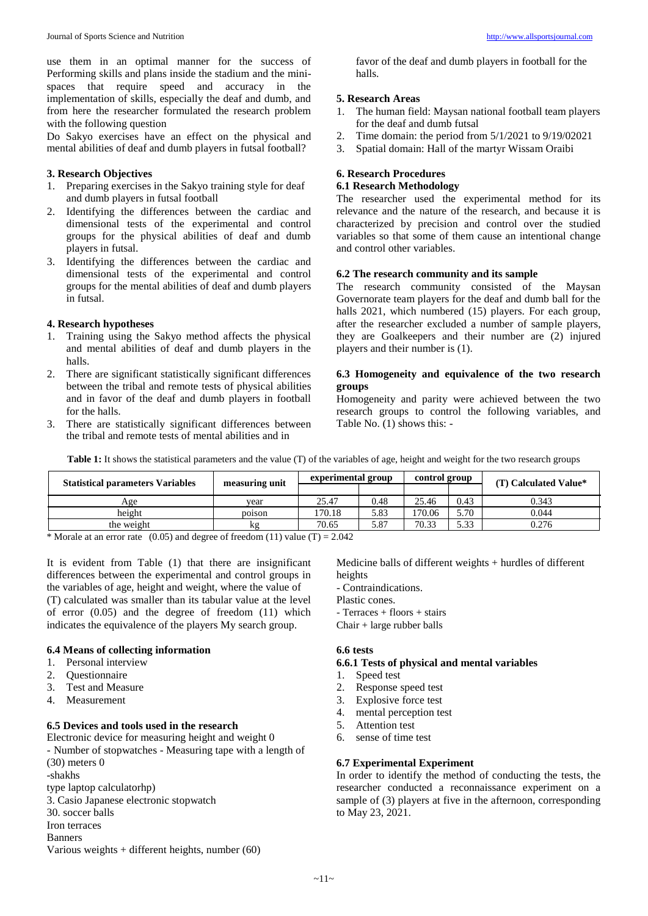use them in an optimal manner for the success of Performing skills and plans inside the stadium and the mini-spaces that require speed and accuracy in the implementation of skills, especially the deaf and dumb, and from here the researcher formulated the research problem with the following question

Do Sakyo exercises have an effect on the physical and mental abilities of deaf and dumb players in futsal football?

### 3. Research Objectives

1. Preparing exercises in the Sakyo training style for deaf and dumb players in futsal football
2. Identifying the differences between the cardiac and dimensional tests of the experimental and control groups for the physical abilities of deaf and dumb players in futsal.
3. Identifying the differences between the cardiac and dimensional tests of the experimental and control groups for the mental abilities of deaf and dumb players in futsal.

### 4. Research hypotheses

1. Training using the Sakyo method affects the physical and mental abilities of deaf and dumb players in the halls.
2. There are significant statistically significant differences between the tribal and remote tests of physical abilities and in favor of the deaf and dumb players in football for the halls.
3. There are statistically significant differences between the tribal and remote tests of mental abilities and in favor of the deaf and dumb players in football for the halls.

### 5. Research Areas

1. The human field: Maysan national football team players for the deaf and dumb futsal
2. Time domain: the period from 5/1/2021 to 9/19/02021
3. Spatial domain: Hall of the martyr Wissam Oraibi

### 6. Research Procedures

#### 6.1 Research Methodology

The researcher used the experimental method for its relevance and the nature of the research, and because it is characterized by precision and control over the studied variables so that some of them cause an intentional change and control other variables.

#### 6.2 The research community and its sample

The research community consisted of the Maysan Governorate team players for the deaf and dumb ball for the halls 2021, which numbered (15) players. For each group, after the researcher excluded a number of sample players, they are Goalkeepers and their number are (2) injured players and their number is (1).

#### 6.3 Homogeneity and equivalence of the two research groups

Homogeneity and parity were achieved between the two research groups to control the following variables, and Table No. (1) shows this: -

**Table 1:** It shows the statistical parameters and the value (T) of the variables of age, height and weight for the two research groups

| Statistical parameters Variables | measuring unit | experimental group | | control group | | (T) Calculated Value* |
|---|---|---|---|---|---|---|
| Age | year | 25.47 | 0.48 | 25.46 | 0.43 | 0.343 |
| height | poison | 170.18 | 5.83 | 170.06 | 5.70 | 0.044 |
| the weight | kg | 70.65 | 5.87 | 70.33 | 5.33 | 0.276 |

\* Morale at an error rate (0.05) and degree of freedom (11) value (T) = 2.042

It is evident from Table (1) that there are insignificant differences between the experimental and control groups in the variables of age, height and weight, where the value of (T) calculated was smaller than its tabular value at the level of error (0.05) and the degree of freedom (11) which indicates the equivalence of the players My search group.

#### 6.4 Means of collecting information

1. Personal interview
2. Questionnaire
3. Test and Measure
4. Measurement

#### 6.5 Devices and tools used in the research

Electronic device for measuring height and weight 0
- Number of stopwatches - Measuring tape with a length of (30) meters 0
-shakhs
type laptop calculatorhp)
3. Casio Japanese electronic stopwatch
30. soccer balls
Iron terraces
Banners
Various weights + different heights, number (60)
Medicine balls of different weights + hurdles of different heights
- Contraindications.
Plastic cones.
- Terraces + floors + stairs
Chair + large rubber balls

#### 6.6 tests

#### 6.6.1 Tests of physical and mental variables

1. Speed test
2. Response speed test
3. Explosive force test
4. mental perception test
5. Attention test
6. sense of time test

#### 6.7 Experimental Experiment

In order to identify the method of conducting the tests, the researcher conducted a reconnaissance experiment on a sample of (3) players at five in the afternoon, corresponding to May 23, 2021.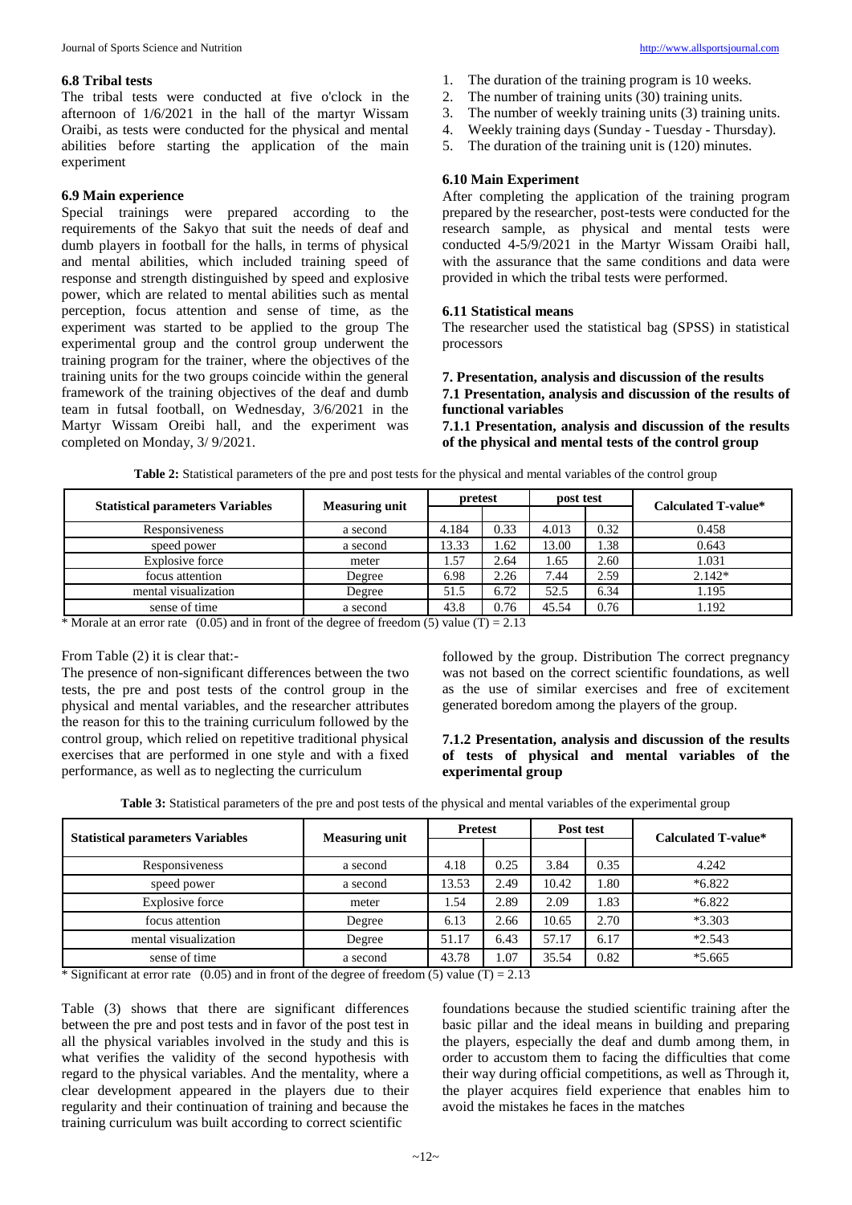### 6.8 Tribal tests

The tribal tests were conducted at five o'clock in the afternoon of 1/6/2021 in the hall of the martyr Wissam Oraibi, as tests were conducted for the physical and mental abilities before starting the application of the main experiment

### 6.9 Main experience

Special trainings were prepared according to the requirements of the Sakyo that suit the needs of deaf and dumb players in football for the halls, in terms of physical and mental abilities, which included training speed of response and strength distinguished by speed and explosive power, which are related to mental abilities such as mental perception, focus attention and sense of time, as the experiment was started to be applied to the group The experimental group and the control group underwent the training program for the trainer, where the objectives of the training units for the two groups coincide within the general framework of the training objectives of the deaf and dumb team in futsal football, on Wednesday, 3/6/2021 in the Martyr Wissam Oreibi hall, and the experiment was completed on Monday, 3/ 9/2021.

1. The duration of the training program is 10 weeks.
2. The number of training units (30) training units.
3. The number of weekly training units (3) training units.
4. Weekly training days (Sunday - Tuesday - Thursday).
5. The duration of the training unit is (120) minutes.

### 6.10 Main Experiment

After completing the application of the training program prepared by the researcher, post-tests were conducted for the research sample, as physical and mental tests were conducted 4-5/9/2021 in the Martyr Wissam Oraibi hall, with the assurance that the same conditions and data were provided in which the tribal tests were performed.

### 6.11 Statistical means

The researcher used the statistical bag (SPSS) in statistical processors

## 7. Presentation, analysis and discussion of the results

### 7.1 Presentation, analysis and discussion of the results of functional variables

#### 7.1.1 Presentation, analysis and discussion of the results of the physical and mental tests of the control group

**Table 2:** Statistical parameters of the pre and post tests for the physical and mental variables of the control group

| Statistical parameters Variables | Measuring unit | pretest | | post test | | Calculated T-value* |
|---|---|---|---|---|---|---|
| | | | | | | |
| Responsiveness | a second | 4.184 | 0.33 | 4.013 | 0.32 | 0.458 |
| speed power | a second | 13.33 | 1.62 | 13.00 | 1.38 | 0.643 |
| Explosive force | meter | 1.57 | 2.64 | 1.65 | 2.60 | 1.031 |
| focus attention | Degree | 6.98 | 2.26 | 7.44 | 2.59 | 2.142* |
| mental visualization | Degree | 51.5 | 6.72 | 52.5 | 6.34 | 1.195 |
| sense of time | a second | 43.8 | 0.76 | 45.54 | 0.76 | 1.192 |

\* Morale at an error rate (0.05) and in front of the degree of freedom (5) value (T) = 2.13

From Table (2) it is clear that:-

The presence of non-significant differences between the two tests, the pre and post tests of the control group in the physical and mental variables, and the researcher attributes the reason for this to the training curriculum followed by the control group, which relied on repetitive traditional physical exercises that are performed in one style and with a fixed performance, as well as to neglecting the curriculum followed by the group. Distribution The correct pregnancy was not based on the correct scientific foundations, as well as the use of similar exercises and free of excitement generated boredom among the players of the group.

#### 7.1.2 Presentation, analysis and discussion of the results of tests of physical and mental variables of the experimental group

**Table 3:** Statistical parameters of the pre and post tests of the physical and mental variables of the experimental group

| Statistical parameters Variables | Measuring unit | Pretest | | Post test | | Calculated T-value* |
|---|---|---|---|---|---|---|
| | | | | | | |
| Responsiveness | a second | 4.18 | 0.25 | 3.84 | 0.35 | 4.242 |
| speed power | a second | 13.53 | 2.49 | 10.42 | 1.80 | *6.822 |
| Explosive force | meter | 1.54 | 2.89 | 2.09 | 1.83 | *6.822 |
| focus attention | Degree | 6.13 | 2.66 | 10.65 | 2.70 | *3.303 |
| mental visualization | Degree | 51.17 | 6.43 | 57.17 | 6.17 | *2.543 |
| sense of time | a second | 43.78 | 1.07 | 35.54 | 0.82 | *5.665 |

\* Significant at error rate (0.05) and in front of the degree of freedom (5) value (T) = 2.13

Table (3) shows that there are significant differences between the pre and post tests and in favor of the post test in all the physical variables involved in the study and this is what verifies the validity of the second hypothesis with regard to the physical variables. And the mentality, where a clear development appeared in the players due to their regularity and their continuation of training and because the training curriculum was built according to correct scientific foundations because the studied scientific training after the basic pillar and the ideal means in building and preparing the players, especially the deaf and dumb among them, in order to accustom them to facing the difficulties that come their way during official competitions, as well as Through it, the player acquires field experience that enables him to avoid the mistakes he faces in the matches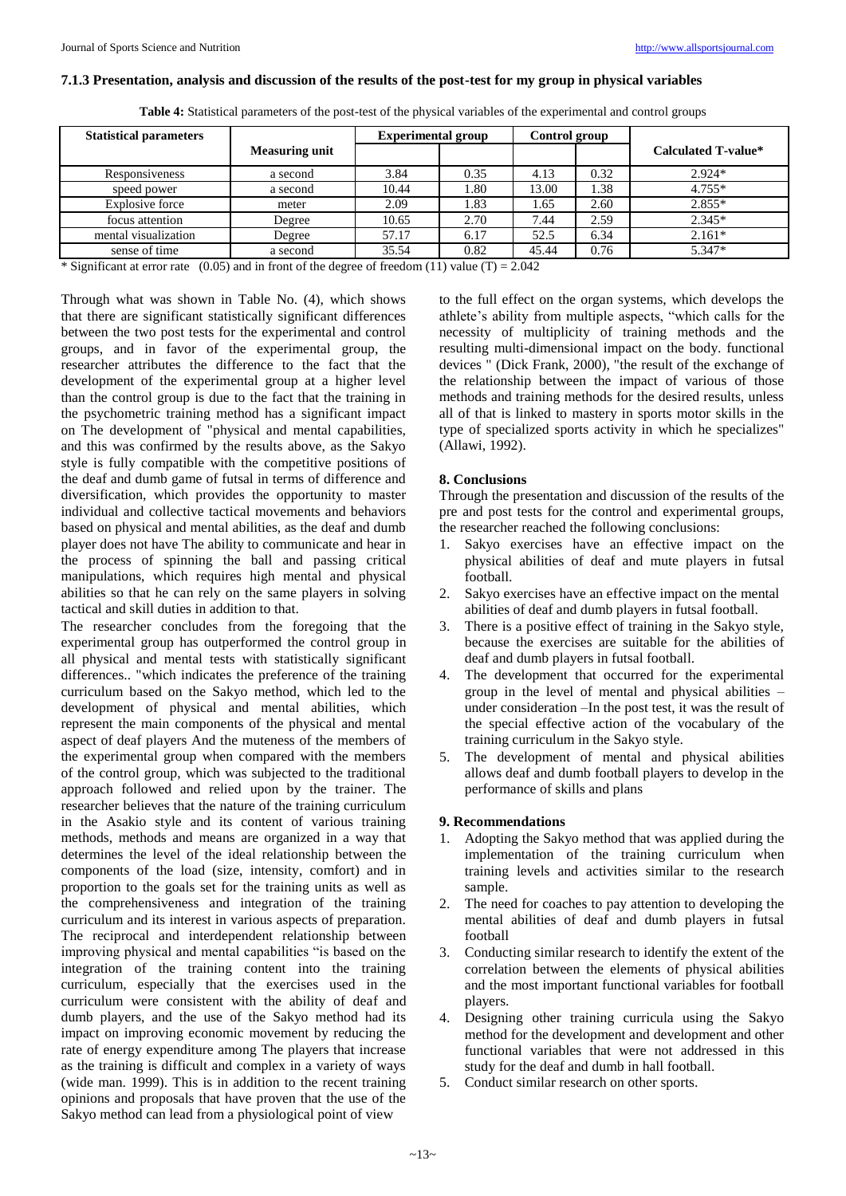### 7.1.3 Presentation, analysis and discussion of the results of the post-test for my group in physical variables

**Table 4:** Statistical parameters of the post-test of the physical variables of the experimental and control groups

| Statistical parameters | Measuring unit | Experimental group | | Control group | | Calculated T-value* |
|---|---|---|---|---|---|---|
| Responsiveness | a second | 3.84 | 0.35 | 4.13 | 0.32 | 2.924* |
| speed power | a second | 10.44 | 1.80 | 13.00 | 1.38 | 4.755* |
| Explosive force | meter | 2.09 | 1.83 | 1.65 | 2.60 | 2.855* |
| focus attention | Degree | 10.65 | 2.70 | 7.44 | 2.59 | 2.345* |
| mental visualization | Degree | 57.17 | 6.17 | 52.5 | 6.34 | 2.161* |
| sense of time | a second | 35.54 | 0.82 | 45.44 | 0.76 | 5.347* |

\* Significant at error rate (0.05) and in front of the degree of freedom (11) value (T) = 2.042

Through what was shown in Table No. (4), which shows that there are significant statistically significant differences between the two post tests for the experimental and control groups, and in favor of the experimental group, the researcher attributes the difference to the fact that the development of the experimental group at a higher level than the control group is due to the fact that the training in the psychometric training method has a significant impact on The development of "physical and mental capabilities, and this was confirmed by the results above, as the Sakyo style is fully compatible with the competitive positions of the deaf and dumb game of futsal in terms of difference and diversification, which provides the opportunity to master individual and collective tactical movements and behaviors based on physical and mental abilities, as the deaf and dumb player does not have The ability to communicate and hear in the process of spinning the ball and passing critical manipulations, which requires high mental and physical abilities so that he can rely on the same players in solving tactical and skill duties in addition to that.

The researcher concludes from the foregoing that the experimental group has outperformed the control group in all physical and mental tests with statistically significant differences.. "which indicates the preference of the training curriculum based on the Sakyo method, which led to the development of physical and mental abilities, which represent the main components of the physical and mental aspect of deaf players And the muteness of the members of the experimental group when compared with the members of the control group, which was subjected to the traditional approach followed and relied upon by the trainer. The researcher believes that the nature of the training curriculum in the Asakio style and its content of various training methods, methods and means are organized in a way that determines the level of the ideal relationship between the components of the load (size, intensity, comfort) and in proportion to the goals set for the training units as well as the comprehensiveness and integration of the training curriculum and its interest in various aspects of preparation. The reciprocal and interdependent relationship between improving physical and mental capabilities "is based on the integration of the training content into the training curriculum, especially that the exercises used in the curriculum were consistent with the ability of deaf and dumb players, and the use of the Sakyo method had its impact on improving economic movement by reducing the rate of energy expenditure among The players that increase as the training is difficult and complex in a variety of ways (wide man. 1999). This is in addition to the recent training opinions and proposals that have proven that the use of the Sakyo method can lead from a physiological point of view to the full effect on the organ systems, which develops the athlete's ability from multiple aspects, "which calls for the necessity of multiplicity of training methods and the resulting multi-dimensional impact on the body. functional devices " (Dick Frank, 2000), "the result of the exchange of the relationship between the impact of various of those methods and training methods for the desired results, unless all of that is linked to mastery in sports motor skills in the type of specialized sports activity in which he specializes" (Allawi, 1992).

## 8. Conclusions

Through the presentation and discussion of the results of the pre and post tests for the control and experimental groups, the researcher reached the following conclusions:

1. Sakyo exercises have an effective impact on the physical abilities of deaf and mute players in futsal football.
2. Sakyo exercises have an effective impact on the mental abilities of deaf and dumb players in futsal football.
3. There is a positive effect of training in the Sakyo style, because the exercises are suitable for the abilities of deaf and dumb players in futsal football.
4. The development that occurred for the experimental group in the level of mental and physical abilities – under consideration –In the post test, it was the result of the special effective action of the vocabulary of the training curriculum in the Sakyo style.
5. The development of mental and physical abilities allows deaf and dumb football players to develop in the performance of skills and plans

## 9. Recommendations

1. Adopting the Sakyo method that was applied during the implementation of the training curriculum when training levels and activities similar to the research sample.
2. The need for coaches to pay attention to developing the mental abilities of deaf and dumb players in futsal football
3. Conducting similar research to identify the extent of the correlation between the elements of physical abilities and the most important functional variables for football players.
4. Designing other training curricula using the Sakyo method for the development and development and other functional variables that were not addressed in this study for the deaf and dumb in hall football.
5. Conduct similar research on other sports.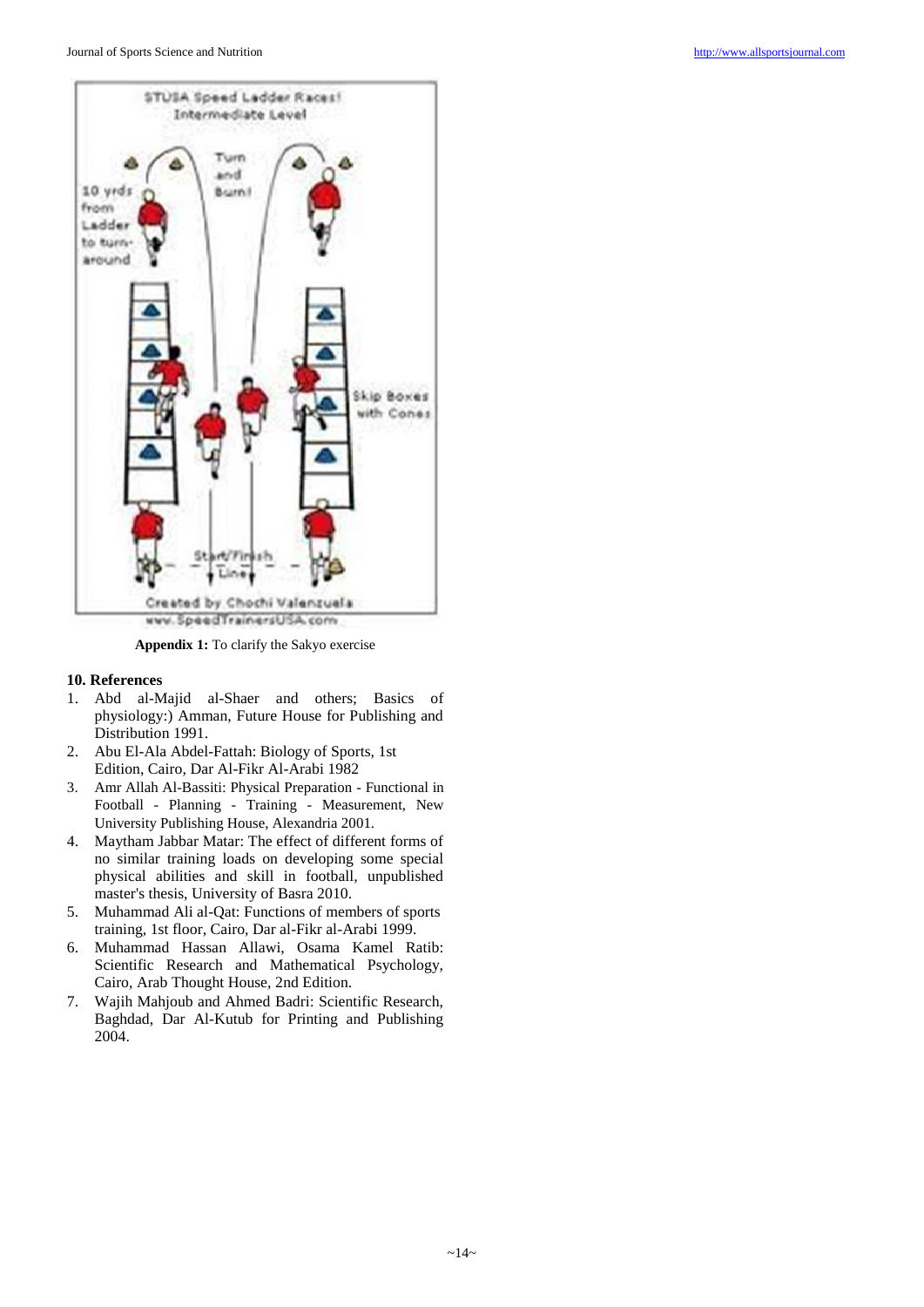STUSA Speed Ladder Races!
Intermediate Level

Turn and Burn!

10 yrds from Ladder to turn-around

Skip Boxes with Cones

Start/Finish Line

Created by Chochi Valenzuela
www.SpeedTrainersUSA.com

**Appendix 1:** To clarify the Sakyo exercise

## 10. References

1. Abd al-Majid al-Shaer and others; Basics of physiology:) Amman, Future House for Publishing and Distribution 1991.
2. Abu El-Ala Abdel-Fattah: Biology of Sports, 1st Edition, Cairo, Dar Al-Fikr Al-Arabi 1982
3. Amr Allah Al-Bassiti: Physical Preparation - Functional in Football - Planning - Training - Measurement, New University Publishing House, Alexandria 2001.
4. Maytham Jabbar Matar: The effect of different forms of no similar training loads on developing some special physical abilities and skill in football, unpublished master's thesis, University of Basra 2010.
5. Muhammad Ali al-Qat: Functions of members of sports training, 1st floor, Cairo, Dar al-Fikr al-Arabi 1999.
6. Muhammad Hassan Allawi, Osama Kamel Ratib: Scientific Research and Mathematical Psychology, Cairo, Arab Thought House, 2nd Edition.
7. Wajih Mahjoub and Ahmed Badri: Scientific Research, Baghdad, Dar Al-Kutub for Printing and Publishing 2004.